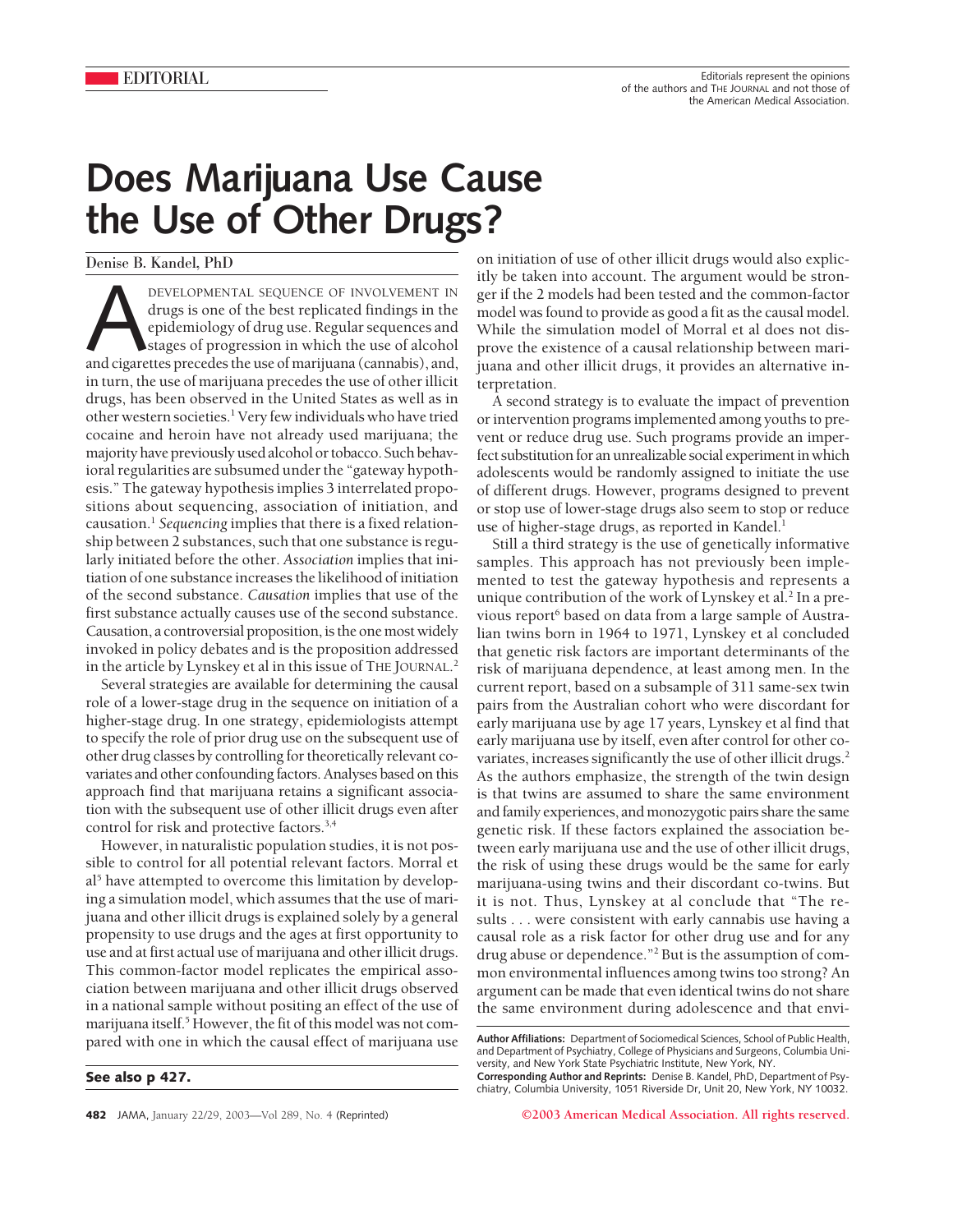EDITORIAL

Editorials represent the opinions of the authors and THE JOURNAL and not those of the American Medical Association.

# Does Marijuana Use Cause the Use of Other Drugs?

Denise B. Kandel, PhD

A DEVELOPMENTAL SEQUENCE OF INVOLVEMENT IN drugs is one of the best replicated findings in the epidemiology of drug use. Regular sequences and stages of progression in which the use of alcohol and cigarettes precedes the use of marijuana (cannabis), and, in turn, the use of marijuana precedes the use of other illicit drugs, has been observed in the United States as well as in other western societies.[1] Very few individuals who have tried cocaine and heroin have not already used marijuana; the majority have previously used alcohol or tobacco. Such behavioral regularities are subsumed under the "gateway hypothesis." The gateway hypothesis implies 3 interrelated propositions about sequencing, association of initiation, and causation.[1] *Sequencing* implies that there is a fixed relationship between 2 substances, such that one substance is regularly initiated before the other. *Association* implies that initiation of one substance increases the likelihood of initiation of the second substance. *Causation* implies that use of the first substance actually causes use of the second substance. Causation, a controversial proposition, is the one most widely invoked in policy debates and is the proposition addressed in the article by Lynskey et al in this issue of THE JOURNAL.[2]

Several strategies are available for determining the causal role of a lower-stage drug in the sequence on initiation of a higher-stage drug. In one strategy, epidemiologists attempt to specify the role of prior drug use on the subsequent use of other drug classes by controlling for theoretically relevant covariates and other confounding factors. Analyses based on this approach find that marijuana retains a significant association with the subsequent use of other illicit drugs even after control for risk and protective factors.[3,4]

However, in naturalistic population studies, it is not possible to control for all potential relevant factors. Morral et al[5] have attempted to overcome this limitation by developing a simulation model, which assumes that the use of marijuana and other illicit drugs is explained solely by a general propensity to use drugs and the ages at first opportunity to use and at first actual use of marijuana and other illicit drugs. This common-factor model replicates the empirical association between marijuana and other illicit drugs observed in a national sample without positing an effect of the use of marijuana itself.[5] However, the fit of this model was not compared with one in which the causal effect of marijuana use on initiation of use of other illicit drugs would also explicitly be taken into account. The argument would be stronger if the 2 models had been tested and the common-factor model was found to provide as good a fit as the causal model. While the simulation model of Morral et al does not disprove the existence of a causal relationship between marijuana and other illicit drugs, it provides an alternative interpretation.

A second strategy is to evaluate the impact of prevention or intervention programs implemented among youths to prevent or reduce drug use. Such programs provide an imperfect substitution for an unrealizable social experiment in which adolescents would be randomly assigned to initiate the use of different drugs. However, programs designed to prevent or stop use of lower-stage drugs also seem to stop or reduce use of higher-stage drugs, as reported in Kandel.[1]

Still a third strategy is the use of genetically informative samples. This approach has not previously been implemented to test the gateway hypothesis and represents a unique contribution of the work of Lynskey et al.[2] In a previous report[6] based on data from a large sample of Australian twins born in 1964 to 1971, Lynskey et al concluded that genetic risk factors are important determinants of the risk of marijuana dependence, at least among men. In the current report, based on a subsample of 311 same-sex twin pairs from the Australian cohort who were discordant for early marijuana use by age 17 years, Lynskey et al find that early marijuana use by itself, even after control for other covariates, increases significantly the use of other illicit drugs.[2] As the authors emphasize, the strength of the twin design is that twins are assumed to share the same environment and family experiences, and monozygotic pairs share the same genetic risk. If these factors explained the association between early marijuana use and the use of other illicit drugs, the risk of using these drugs would be the same for early marijuana-using twins and their discordant co-twins. But it is not. Thus, Lynskey at al conclude that "The results . . . were consistent with early cannabis use having a causal role as a risk factor for other drug use and for any drug abuse or dependence."[2] But is the assumption of common environmental influences among twins too strong? An argument can be made that even identical twins do not share the same environment during adolescence and that envi-

**Author Affiliations:** Department of Sociomedical Sciences, School of Public Health, and Department of Psychiatry, College of Physicians and Surgeons, Columbia University, and New York State Psychiatric Institute, New York, NY.

**Corresponding Author and Reprints:** Denise B. Kandel, PhD, Department of Psychiatry, Columbia University, 1051 Riverside Dr, Unit 20, New York, NY 10032.

**See also p 427.**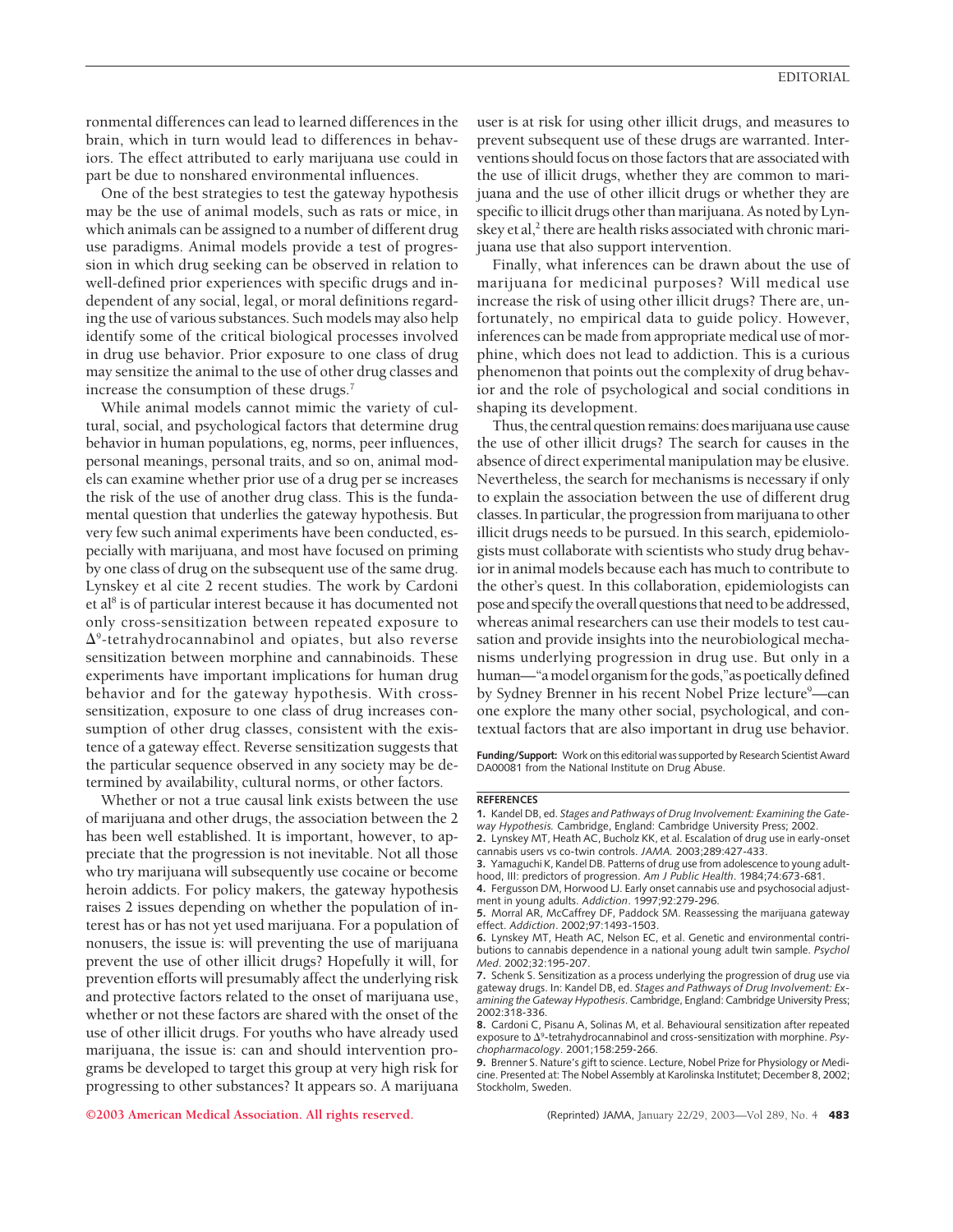ronmental differences can lead to learned differences in the brain, which in turn would lead to differences in behaviors. The effect attributed to early marijuana use could in part be due to nonshared environmental influences.

One of the best strategies to test the gateway hypothesis may be the use of animal models, such as rats or mice, in which animals can be assigned to a number of different drug use paradigms. Animal models provide a test of progression in which drug seeking can be observed in relation to well-defined prior experiences with specific drugs and independent of any social, legal, or moral definitions regarding the use of various substances. Such models may also help identify some of the critical biological processes involved in drug use behavior. Prior exposure to one class of drug may sensitize the animal to the use of other drug classes and increase the consumption of these drugs.[7]

While animal models cannot mimic the variety of cultural, social, and psychological factors that determine drug behavior in human populations, eg, norms, peer influences, personal meanings, personal traits, and so on, animal models can examine whether prior use of a drug per se increases the risk of the use of another drug class. This is the fundamental question that underlies the gateway hypothesis. But very few such animal experiments have been conducted, especially with marijuana, and most have focused on priming by one class of drug on the subsequent use of the same drug. Lynskey et al cite 2 recent studies. The work by Cardoni et al[8] is of particular interest because it has documented not only cross-sensitization between repeated exposure to $\Delta^9$-tetrahydrocannabinol and opiates, but also reverse sensitization between morphine and cannabinoids. These experiments have important implications for human drug behavior and for the gateway hypothesis. With cross-sensitization, exposure to one class of drug increases consumption of other drug classes, consistent with the existence of a gateway effect. Reverse sensitization suggests that the particular sequence observed in any society may be determined by availability, cultural norms, or other factors.

Whether or not a true causal link exists between the use of marijuana and other drugs, the association between the 2 has been well established. It is important, however, to appreciate that the progression is not inevitable. Not all those who try marijuana will subsequently use cocaine or become heroin addicts. For policy makers, the gateway hypothesis raises 2 issues depending on whether the population of interest has or has not yet used marijuana. For a population of nonusers, the issue is: will preventing the use of marijuana prevent the use of other illicit drugs? Hopefully it will, for prevention efforts will presumably affect the underlying risk and protective factors related to the onset of marijuana use, whether or not these factors are shared with the onset of the use of other illicit drugs. For youths who have already used marijuana, the issue is: can and should intervention programs be developed to target this group at very high risk for progressing to other substances? It appears so. A marijuana user is at risk for using other illicit drugs, and measures to prevent subsequent use of these drugs are warranted. Interventions should focus on those factors that are associated with the use of illicit drugs, whether they are common to marijuana and the use of other illicit drugs or whether they are specific to illicit drugs other than marijuana. As noted by Lynskey et al,[2] there are health risks associated with chronic marijuana use that also support intervention.

Finally, what inferences can be drawn about the use of marijuana for medicinal purposes? Will medical use increase the risk of using other illicit drugs? There are, unfortunately, no empirical data to guide policy. However, inferences can be made from appropriate medical use of morphine, which does not lead to addiction. This is a curious phenomenon that points out the complexity of drug behavior and the role of psychological and social conditions in shaping its development.

Thus, the central question remains: does marijuana use cause the use of other illicit drugs? The search for causes in the absence of direct experimental manipulation may be elusive. Nevertheless, the search for mechanisms is necessary if only to explain the association between the use of different drug classes. In particular, the progression from marijuana to other illicit drugs needs to be pursued. In this search, epidemiologists must collaborate with scientists who study drug behavior in animal models because each has much to contribute to the other's quest. In this collaboration, epidemiologists can pose and specify the overall questions that need to be addressed, whereas animal researchers can use their models to test causation and provide insights into the neurobiological mechanisms underlying progression in drug use. But only in a human—"a model organism for the gods," as poetically defined by Sydney Brenner in his recent Nobel Prize lecture[9]—can one explore the many other social, psychological, and contextual factors that are also important in drug use behavior.

**Funding/Support:** Work on this editorial was supported by Research Scientist Award DA00081 from the National Institute on Drug Abuse.

## REFERENCES

1. Kandel DB, ed. *Stages and Pathways of Drug Involvement: Examining the Gateway Hypothesis.* Cambridge, England: Cambridge University Press; 2002.
2. Lynskey MT, Heath AC, Bucholz KK, et al. Escalation of drug use in early-onset cannabis users vs co-twin controls. *JAMA.* 2003;289:427-433.
3. Yamaguchi K, Kandel DB. Patterns of drug use from adolescence to young adulthood, III: predictors of progression. *Am J Public Health*. 1984;74:673-681.
4. Fergusson DM, Horwood LJ. Early onset cannabis use and psychosocial adjustment in young adults. *Addiction*. 1997;92:279-296.
5. Morral AR, McCaffrey DF, Paddock SM. Reassessing the marijuana gateway effect. *Addiction*. 2002;97:1493-1503.
6. Lynskey MT, Heath AC, Nelson EC, et al. Genetic and environmental contributions to cannabis dependence in a national young adult twin sample. *Psychol Med*. 2002;32:195-207.
7. Schenk S. Sensitization as a process underlying the progression of drug use via gateway drugs. In: Kandel DB, ed. *Stages and Pathways of Drug Involvement: Examining the Gateway Hypothesis*. Cambridge, England: Cambridge University Press; 2002:318-336.
8. Cardoni C, Pisanu A, Solinas M, et al. Behavioural sensitization after repeated exposure to $\Delta^9$-tetrahydrocannabinol and cross-sensitization with morphine. *Psychopharmacology*. 2001;158:259-266.
9. Brenner S. Nature's gift to science. Lecture, Nobel Prize for Physiology or Medicine. Presented at: The Nobel Assembly at Karolinska Institutet; December 8, 2002; Stockholm, Sweden.